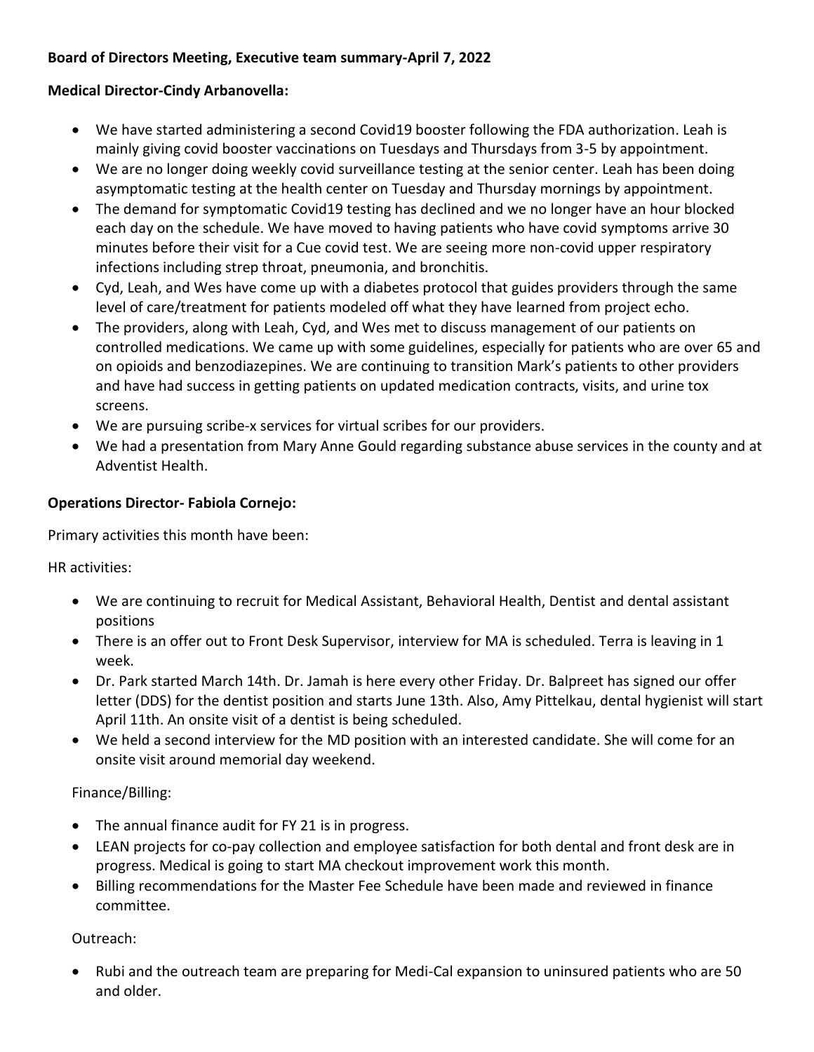**Board of Directors Meeting, Executive team summary-April 7, 2022**

**Medical Director-Cindy Arbanovella:**

- We have started administering a second Covid19 booster following the FDA authorization. Leah is mainly giving covid booster vaccinations on Tuesdays and Thursdays from 3-5 by appointment.
- We are no longer doing weekly covid surveillance testing at the senior center. Leah has been doing asymptomatic testing at the health center on Tuesday and Thursday mornings by appointment.
- The demand for symptomatic Covid19 testing has declined and we no longer have an hour blocked each day on the schedule. We have moved to having patients who have covid symptoms arrive 30 minutes before their visit for a Cue covid test. We are seeing more non-covid upper respiratory infections including strep throat, pneumonia, and bronchitis.
- Cyd, Leah, and Wes have come up with a diabetes protocol that guides providers through the same level of care/treatment for patients modeled off what they have learned from project echo.
- The providers, along with Leah, Cyd, and Wes met to discuss management of our patients on controlled medications. We came up with some guidelines, especially for patients who are over 65 and on opioids and benzodiazepines. We are continuing to transition Mark's patients to other providers and have had success in getting patients on updated medication contracts, visits, and urine tox screens.
- We are pursuing scribe-x services for virtual scribes for our providers.
- We had a presentation from Mary Anne Gould regarding substance abuse services in the county and at Adventist Health.

**Operations Director- Fabiola Cornejo:**

Primary activities this month have been:

HR activities:

- We are continuing to recruit for Medical Assistant, Behavioral Health, Dentist and dental assistant positions
- There is an offer out to Front Desk Supervisor, interview for MA is scheduled. Terra is leaving in 1 week.
- Dr. Park started March 14th. Dr. Jamah is here every other Friday. Dr. Balpreet has signed our offer letter (DDS) for the dentist position and starts June 13th. Also, Amy Pittelkau, dental hygienist will start April 11th. An onsite visit of a dentist is being scheduled.
- We held a second interview for the MD position with an interested candidate. She will come for an onsite visit around memorial day weekend.

Finance/Billing:

- The annual finance audit for FY 21 is in progress.
- LEAN projects for co-pay collection and employee satisfaction for both dental and front desk are in progress. Medical is going to start MA checkout improvement work this month.
- Billing recommendations for the Master Fee Schedule have been made and reviewed in finance committee.

Outreach:

- Rubi and the outreach team are preparing for Medi-Cal expansion to uninsured patients who are 50 and older.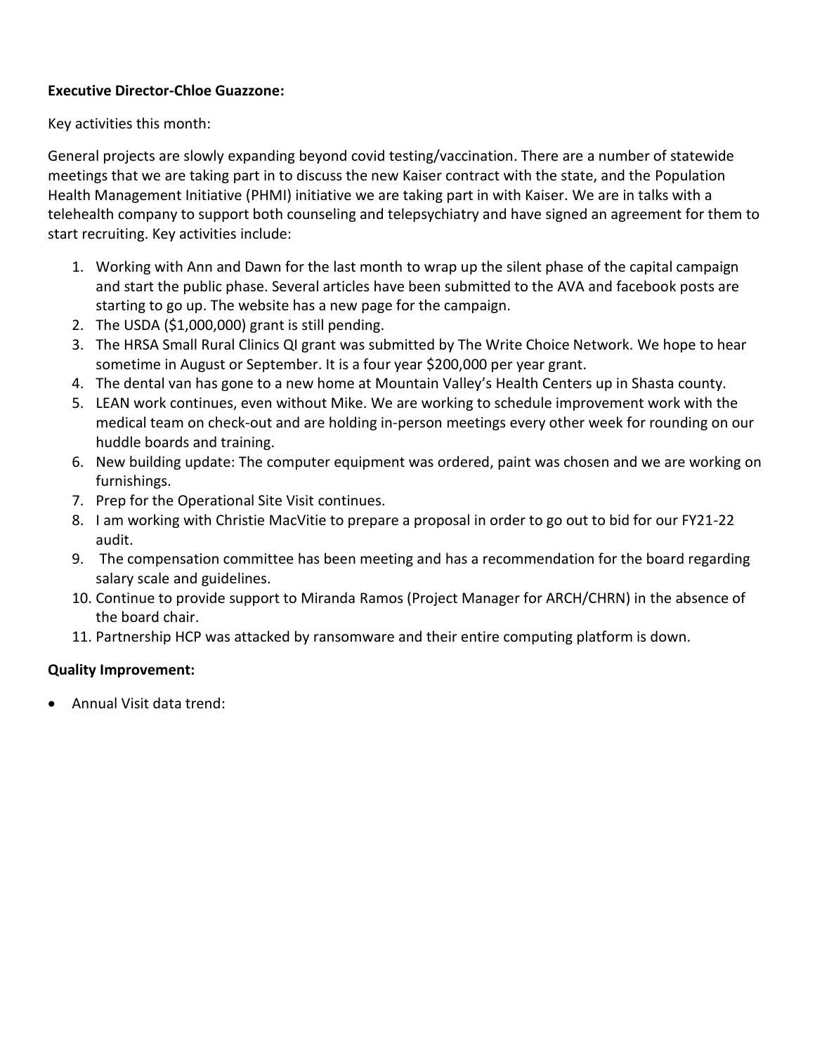**Executive Director-Chloe Guazzone:**

Key activities this month:

General projects are slowly expanding beyond covid testing/vaccination. There are a number of statewide meetings that we are taking part in to discuss the new Kaiser contract with the state, and the Population Health Management Initiative (PHMI) initiative we are taking part in with Kaiser. We are in talks with a telehealth company to support both counseling and telepsychiatry and have signed an agreement for them to start recruiting. Key activities include:

1. Working with Ann and Dawn for the last month to wrap up the silent phase of the capital campaign and start the public phase. Several articles have been submitted to the AVA and facebook posts are starting to go up. The website has a new page for the campaign.
2. The USDA ($1,000,000) grant is still pending.
3. The HRSA Small Rural Clinics QI grant was submitted by The Write Choice Network. We hope to hear sometime in August or September. It is a four year $200,000 per year grant.
4. The dental van has gone to a new home at Mountain Valley's Health Centers up in Shasta county.
5. LEAN work continues, even without Mike. We are working to schedule improvement work with the medical team on check-out and are holding in-person meetings every other week for rounding on our huddle boards and training.
6. New building update: The computer equipment was ordered, paint was chosen and we are working on furnishings.
7. Prep for the Operational Site Visit continues.
8. I am working with Christie MacVitie to prepare a proposal in order to go out to bid for our FY21-22 audit.
9. The compensation committee has been meeting and has a recommendation for the board regarding salary scale and guidelines.
10. Continue to provide support to Miranda Ramos (Project Manager for ARCH/CHRN) in the absence of the board chair.
11. Partnership HCP was attacked by ransomware and their entire computing platform is down.

**Quality Improvement:**

- Annual Visit data trend: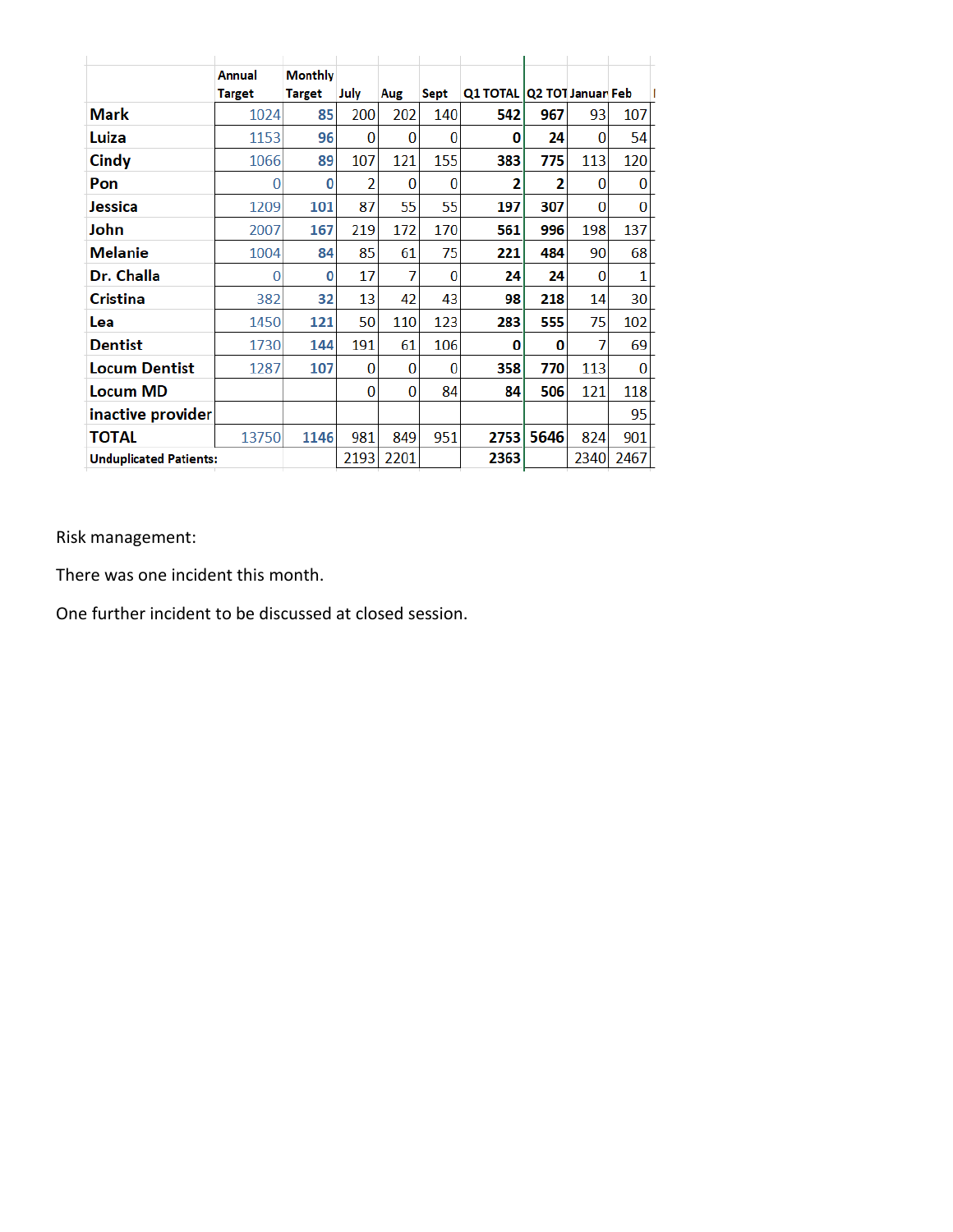| | Annual Target | Monthly Target | July | Aug | Sept | Q1 TOTAL | Q2 TOT | Januar | Feb |
|---|---|---|---|---|---|---|---|---|---|
| **Mark** | 1024 | **85** | 200 | 202 | 140 | **542** | **967** | 93 | 107 |
| **Luiza** | 1153 | **96** | 0 | 0 | 0 | **0** | **24** | 0 | 54 |
| **Cindy** | 1066 | **89** | 107 | 121 | 155 | **383** | **775** | 113 | 120 |
| **Pon** | 0 | **0** | 2 | 0 | 0 | **2** | **2** | 0 | 0 |
| **Jessica** | 1209 | **101** | 87 | 55 | 55 | **197** | **307** | 0 | 0 |
| **John** | 2007 | **167** | 219 | 172 | 170 | **561** | **996** | 198 | 137 |
| **Melanie** | 1004 | **84** | 85 | 61 | 75 | **221** | **484** | 90 | 68 |
| **Dr. Challa** | 0 | **0** | 17 | 7 | 0 | **24** | **24** | 0 | 1 |
| **Cristina** | 382 | **32** | 13 | 42 | 43 | **98** | **218** | 14 | 30 |
| **Lea** | 1450 | **121** | 50 | 110 | 123 | **283** | **555** | 75 | 102 |
| **Dentist** | 1730 | **144** | 191 | 61 | 106 | **0** | **0** | 7 | 69 |
| **Locum Dentist** | 1287 | **107** | 0 | 0 | 0 | **358** | **770** | 113 | 0 |
| **Locum MD** | | | 0 | 0 | 84 | **84** | **506** | 121 | 118 |
| **inactive provider** | | | | | | | | | 95 |
| **TOTAL** | 13750 | **1146** | 981 | 849 | 951 | **2753** | **5646** | 824 | 901 |
| **Unduplicated Patients:** | | | 2193 | 2201 | | **2363** | | 2340 | 2467 |

Risk management:

There was one incident this month.

One further incident to be discussed at closed session.